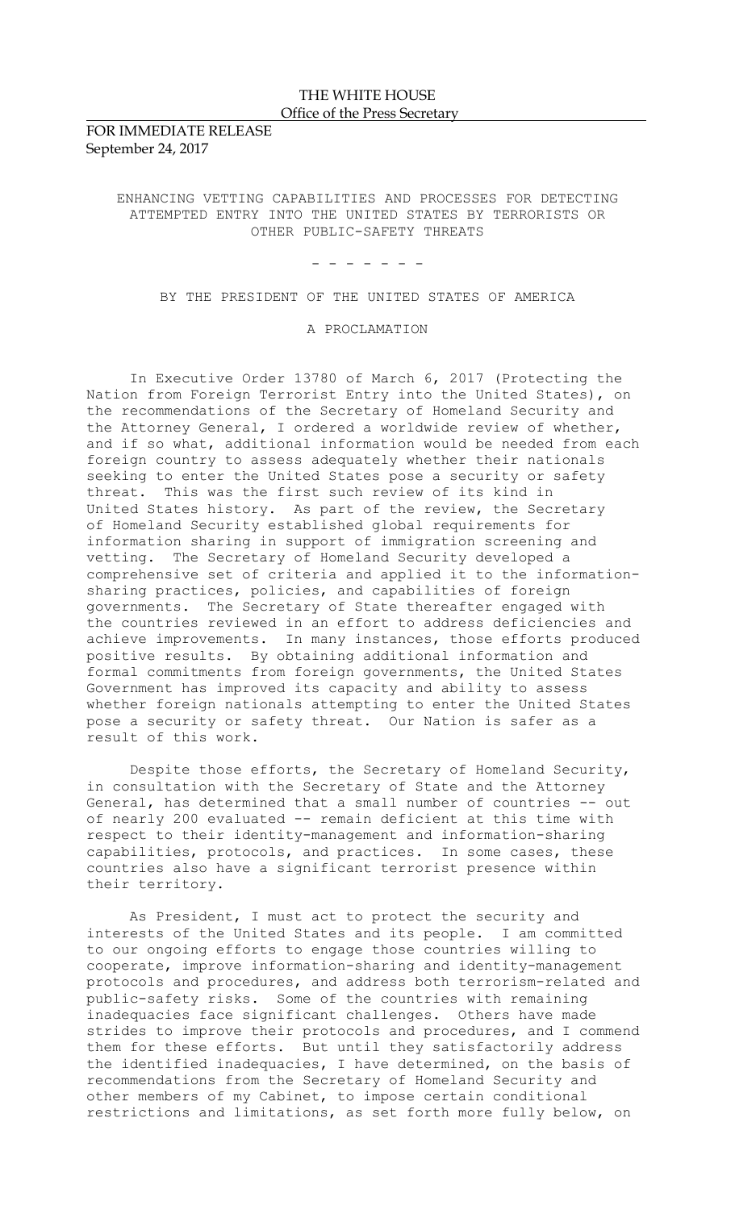THE WHITE HOUSE
Office of the Press Secretary

FOR IMMEDIATE RELEASE
September 24, 2017

ENHANCING VETTING CAPABILITIES AND PROCESSES FOR DETECTING ATTEMPTED ENTRY INTO THE UNITED STATES BY TERRORISTS OR OTHER PUBLIC-SAFETY THREATS

\- - - - - - -

BY THE PRESIDENT OF THE UNITED STATES OF AMERICA

A PROCLAMATION

In Executive Order 13780 of March 6, 2017 (Protecting the Nation from Foreign Terrorist Entry into the United States), on the recommendations of the Secretary of Homeland Security and the Attorney General, I ordered a worldwide review of whether, and if so what, additional information would be needed from each foreign country to assess adequately whether their nationals seeking to enter the United States pose a security or safety threat. This was the first such review of its kind in United States history. As part of the review, the Secretary of Homeland Security established global requirements for information sharing in support of immigration screening and vetting. The Secretary of Homeland Security developed a comprehensive set of criteria and applied it to the information-sharing practices, policies, and capabilities of foreign governments. The Secretary of State thereafter engaged with the countries reviewed in an effort to address deficiencies and achieve improvements. In many instances, those efforts produced positive results. By obtaining additional information and formal commitments from foreign governments, the United States Government has improved its capacity and ability to assess whether foreign nationals attempting to enter the United States pose a security or safety threat. Our Nation is safer as a result of this work.

Despite those efforts, the Secretary of Homeland Security, in consultation with the Secretary of State and the Attorney General, has determined that a small number of countries -- out of nearly 200 evaluated -- remain deficient at this time with respect to their identity-management and information-sharing capabilities, protocols, and practices. In some cases, these countries also have a significant terrorist presence within their territory.

As President, I must act to protect the security and interests of the United States and its people. I am committed to our ongoing efforts to engage those countries willing to cooperate, improve information-sharing and identity-management protocols and procedures, and address both terrorism-related and public-safety risks. Some of the countries with remaining inadequacies face significant challenges. Others have made strides to improve their protocols and procedures, and I commend them for these efforts. But until they satisfactorily address the identified inadequacies, I have determined, on the basis of recommendations from the Secretary of Homeland Security and other members of my Cabinet, to impose certain conditional restrictions and limitations, as set forth more fully below, on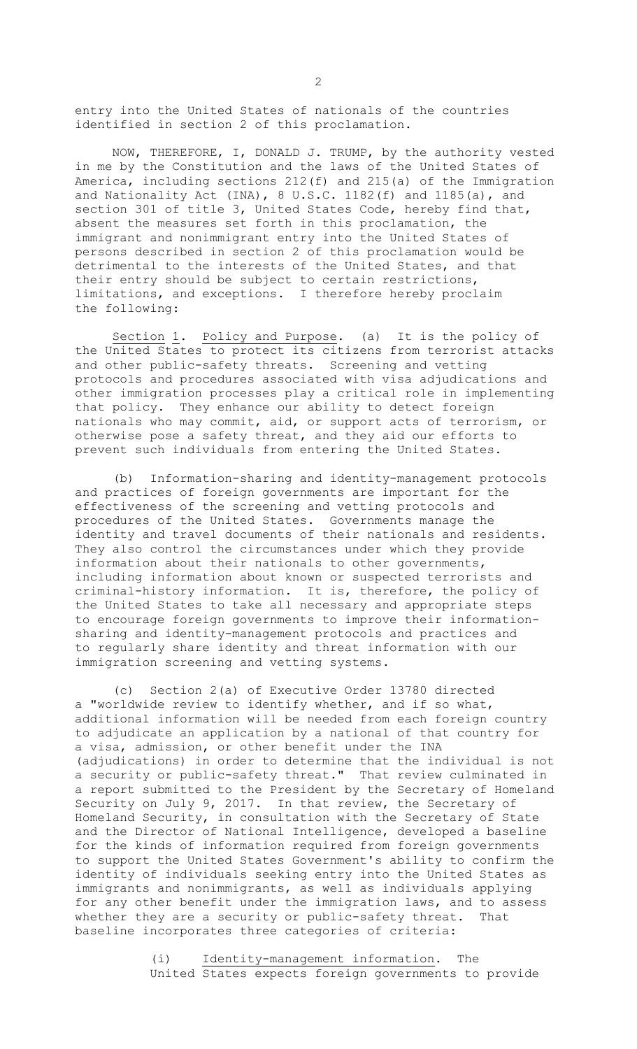entry into the United States of nationals of the countries identified in section 2 of this proclamation.

NOW, THEREFORE, I, DONALD J. TRUMP, by the authority vested in me by the Constitution and the laws of the United States of America, including sections 212(f) and 215(a) of the Immigration and Nationality Act (INA), 8 U.S.C. 1182(f) and 1185(a), and section 301 of title 3, United States Code, hereby find that, absent the measures set forth in this proclamation, the immigrant and nonimmigrant entry into the United States of persons described in section 2 of this proclamation would be detrimental to the interests of the United States, and that their entry should be subject to certain restrictions, limitations, and exceptions. I therefore hereby proclaim the following:

Section 1. Policy and Purpose. (a) It is the policy of the United States to protect its citizens from terrorist attacks and other public-safety threats. Screening and vetting protocols and procedures associated with visa adjudications and other immigration processes play a critical role in implementing that policy. They enhance our ability to detect foreign nationals who may commit, aid, or support acts of terrorism, or otherwise pose a safety threat, and they aid our efforts to prevent such individuals from entering the United States.

(b) Information-sharing and identity-management protocols and practices of foreign governments are important for the effectiveness of the screening and vetting protocols and procedures of the United States. Governments manage the identity and travel documents of their nationals and residents. They also control the circumstances under which they provide information about their nationals to other governments, including information about known or suspected terrorists and criminal-history information. It is, therefore, the policy of the United States to take all necessary and appropriate steps to encourage foreign governments to improve their information-sharing and identity-management protocols and practices and to regularly share identity and threat information with our immigration screening and vetting systems.

(c) Section 2(a) of Executive Order 13780 directed a "worldwide review to identify whether, and if so what, additional information will be needed from each foreign country to adjudicate an application by a national of that country for a visa, admission, or other benefit under the INA (adjudications) in order to determine that the individual is not a security or public-safety threat." That review culminated in a report submitted to the President by the Secretary of Homeland Security on July 9, 2017. In that review, the Secretary of Homeland Security, in consultation with the Secretary of State and the Director of National Intelligence, developed a baseline for the kinds of information required from foreign governments to support the United States Government's ability to confirm the identity of individuals seeking entry into the United States as immigrants and nonimmigrants, as well as individuals applying for any other benefit under the immigration laws, and to assess whether they are a security or public-safety threat. That baseline incorporates three categories of criteria:

(i) Identity-management information. The United States expects foreign governments to provide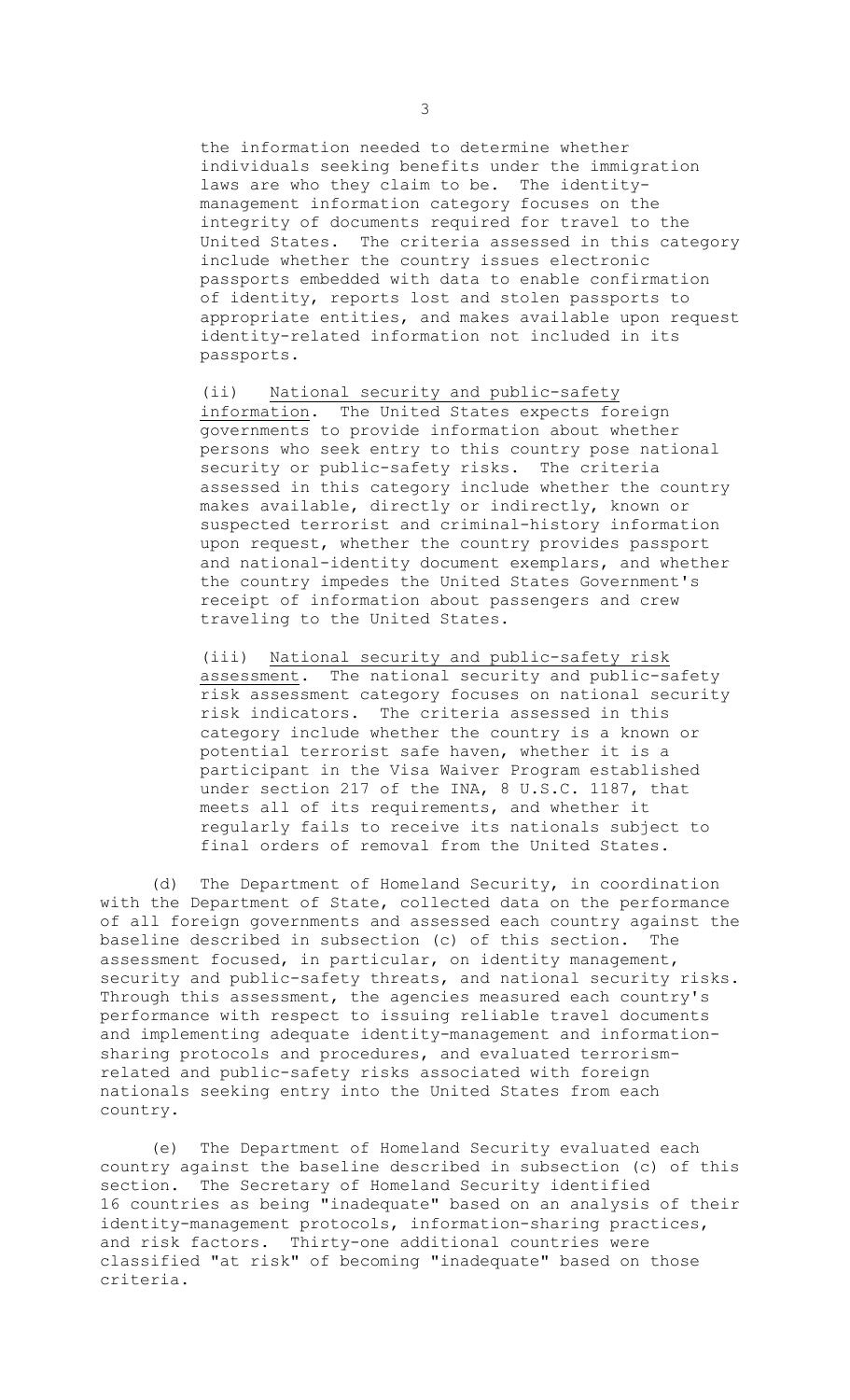the information needed to determine whether individuals seeking benefits under the immigration laws are who they claim to be. The identity-management information category focuses on the integrity of documents required for travel to the United States. The criteria assessed in this category include whether the country issues electronic passports embedded with data to enable confirmation of identity, reports lost and stolen passports to appropriate entities, and makes available upon request identity-related information not included in its passports.

(ii) National security and public-safety information. The United States expects foreign governments to provide information about whether persons who seek entry to this country pose national security or public-safety risks. The criteria assessed in this category include whether the country makes available, directly or indirectly, known or suspected terrorist and criminal-history information upon request, whether the country provides passport and national-identity document exemplars, and whether the country impedes the United States Government's receipt of information about passengers and crew traveling to the United States.

(iii) National security and public-safety risk assessment. The national security and public-safety risk assessment category focuses on national security risk indicators. The criteria assessed in this category include whether the country is a known or potential terrorist safe haven, whether it is a participant in the Visa Waiver Program established under section 217 of the INA, 8 U.S.C. 1187, that meets all of its requirements, and whether it regularly fails to receive its nationals subject to final orders of removal from the United States.

(d) The Department of Homeland Security, in coordination with the Department of State, collected data on the performance of all foreign governments and assessed each country against the baseline described in subsection (c) of this section. The assessment focused, in particular, on identity management, security and public-safety threats, and national security risks. Through this assessment, the agencies measured each country's performance with respect to issuing reliable travel documents and implementing adequate identity-management and information-sharing protocols and procedures, and evaluated terrorism-related and public-safety risks associated with foreign nationals seeking entry into the United States from each country.

(e) The Department of Homeland Security evaluated each country against the baseline described in subsection (c) of this section. The Secretary of Homeland Security identified 16 countries as being "inadequate" based on an analysis of their identity-management protocols, information-sharing practices, and risk factors. Thirty-one additional countries were classified "at risk" of becoming "inadequate" based on those criteria.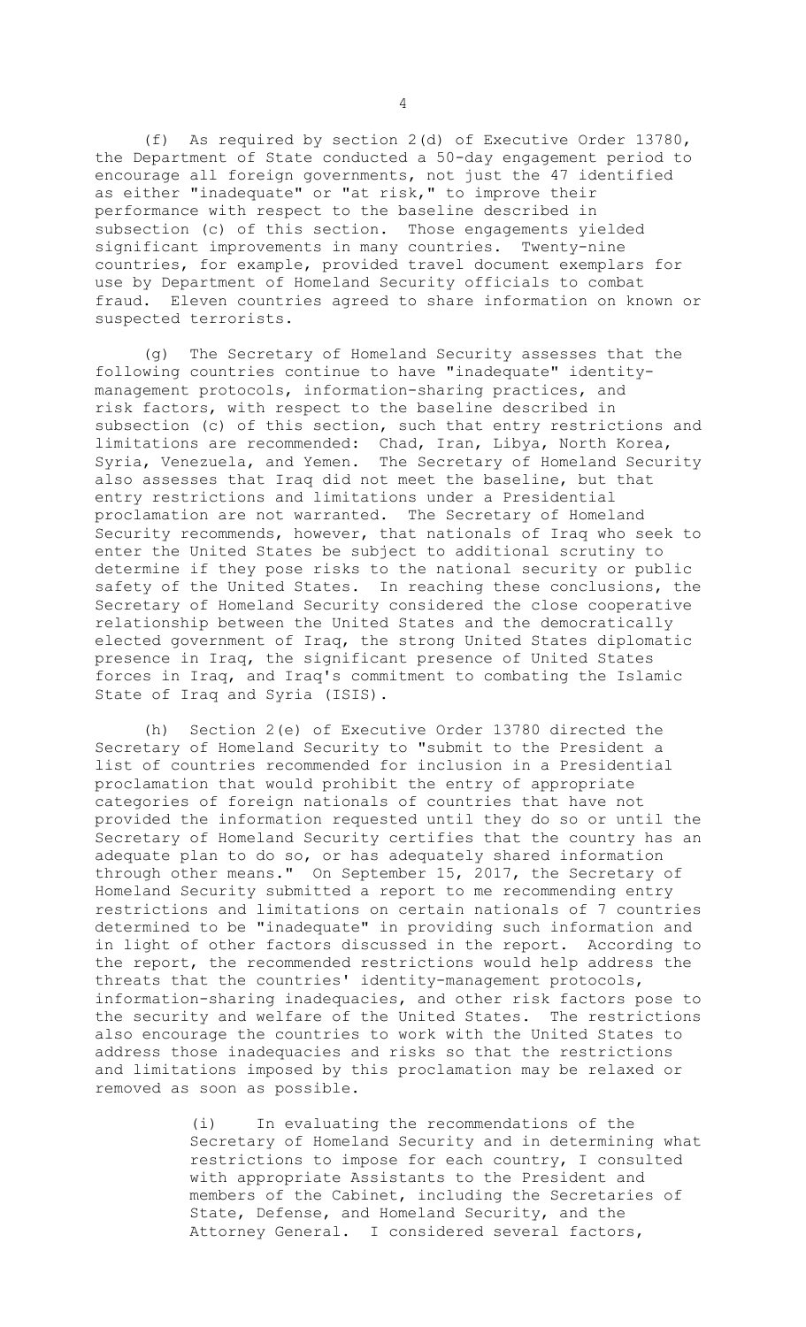(f) As required by section 2(d) of Executive Order 13780, the Department of State conducted a 50-day engagement period to encourage all foreign governments, not just the 47 identified as either "inadequate" or "at risk," to improve their performance with respect to the baseline described in subsection (c) of this section. Those engagements yielded significant improvements in many countries. Twenty-nine countries, for example, provided travel document exemplars for use by Department of Homeland Security officials to combat fraud. Eleven countries agreed to share information on known or suspected terrorists.

(g) The Secretary of Homeland Security assesses that the following countries continue to have "inadequate" identity-management protocols, information-sharing practices, and risk factors, with respect to the baseline described in subsection (c) of this section, such that entry restrictions and limitations are recommended: Chad, Iran, Libya, North Korea, Syria, Venezuela, and Yemen. The Secretary of Homeland Security also assesses that Iraq did not meet the baseline, but that entry restrictions and limitations under a Presidential proclamation are not warranted. The Secretary of Homeland Security recommends, however, that nationals of Iraq who seek to enter the United States be subject to additional scrutiny to determine if they pose risks to the national security or public safety of the United States. In reaching these conclusions, the Secretary of Homeland Security considered the close cooperative relationship between the United States and the democratically elected government of Iraq, the strong United States diplomatic presence in Iraq, the significant presence of United States forces in Iraq, and Iraq's commitment to combating the Islamic State of Iraq and Syria (ISIS).

(h) Section 2(e) of Executive Order 13780 directed the Secretary of Homeland Security to "submit to the President a list of countries recommended for inclusion in a Presidential proclamation that would prohibit the entry of appropriate categories of foreign nationals of countries that have not provided the information requested until they do so or until the Secretary of Homeland Security certifies that the country has an adequate plan to do so, or has adequately shared information through other means." On September 15, 2017, the Secretary of Homeland Security submitted a report to me recommending entry restrictions and limitations on certain nationals of 7 countries determined to be "inadequate" in providing such information and in light of other factors discussed in the report. According to the report, the recommended restrictions would help address the threats that the countries' identity-management protocols, information-sharing inadequacies, and other risk factors pose to the security and welfare of the United States. The restrictions also encourage the countries to work with the United States to address those inadequacies and risks so that the restrictions and limitations imposed by this proclamation may be relaxed or removed as soon as possible.

(i) In evaluating the recommendations of the Secretary of Homeland Security and in determining what restrictions to impose for each country, I consulted with appropriate Assistants to the President and members of the Cabinet, including the Secretaries of State, Defense, and Homeland Security, and the Attorney General. I considered several factors,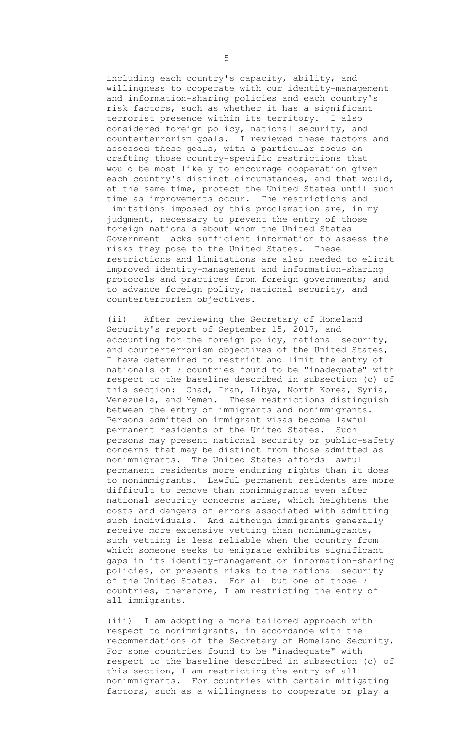including each country's capacity, ability, and willingness to cooperate with our identity-management and information-sharing policies and each country's risk factors, such as whether it has a significant terrorist presence within its territory. I also considered foreign policy, national security, and counterterrorism goals. I reviewed these factors and assessed these goals, with a particular focus on crafting those country-specific restrictions that would be most likely to encourage cooperation given each country's distinct circumstances, and that would, at the same time, protect the United States until such time as improvements occur. The restrictions and limitations imposed by this proclamation are, in my judgment, necessary to prevent the entry of those foreign nationals about whom the United States Government lacks sufficient information to assess the risks they pose to the United States. These restrictions and limitations are also needed to elicit improved identity-management and information-sharing protocols and practices from foreign governments; and to advance foreign policy, national security, and counterterrorism objectives.

(ii) After reviewing the Secretary of Homeland Security's report of September 15, 2017, and accounting for the foreign policy, national security, and counterterrorism objectives of the United States, I have determined to restrict and limit the entry of nationals of 7 countries found to be "inadequate" with respect to the baseline described in subsection (c) of this section: Chad, Iran, Libya, North Korea, Syria, Venezuela, and Yemen. These restrictions distinguish between the entry of immigrants and nonimmigrants. Persons admitted on immigrant visas become lawful permanent residents of the United States. Such persons may present national security or public-safety concerns that may be distinct from those admitted as nonimmigrants. The United States affords lawful permanent residents more enduring rights than it does to nonimmigrants. Lawful permanent residents are more difficult to remove than nonimmigrants even after national security concerns arise, which heightens the costs and dangers of errors associated with admitting such individuals. And although immigrants generally receive more extensive vetting than nonimmigrants, such vetting is less reliable when the country from which someone seeks to emigrate exhibits significant gaps in its identity-management or information-sharing policies, or presents risks to the national security of the United States. For all but one of those 7 countries, therefore, I am restricting the entry of all immigrants.

(iii) I am adopting a more tailored approach with respect to nonimmigrants, in accordance with the recommendations of the Secretary of Homeland Security. For some countries found to be "inadequate" with respect to the baseline described in subsection (c) of this section, I am restricting the entry of all nonimmigrants. For countries with certain mitigating factors, such as a willingness to cooperate or play a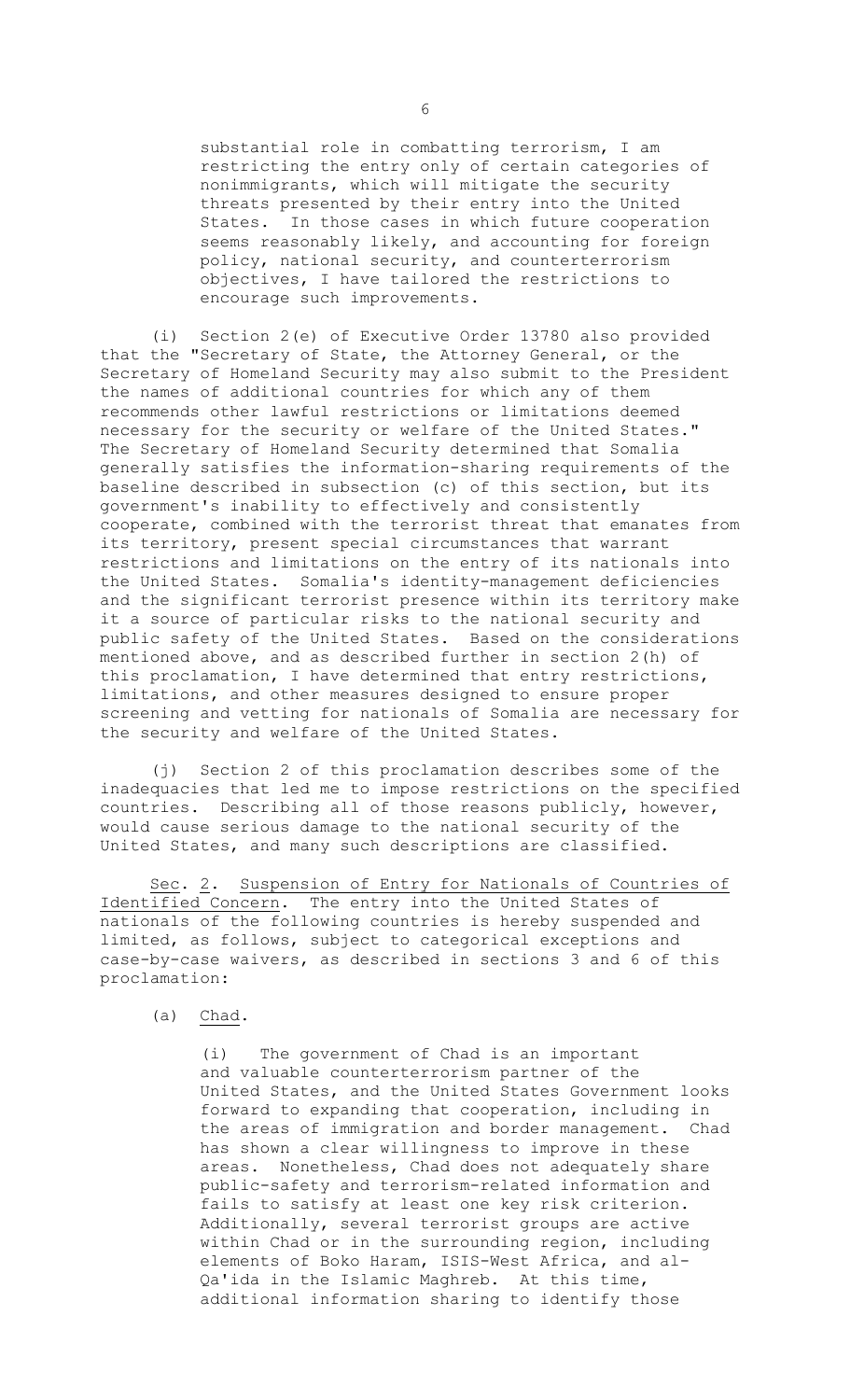substantial role in combatting terrorism, I am restricting the entry only of certain categories of nonimmigrants, which will mitigate the security threats presented by their entry into the United States. In those cases in which future cooperation seems reasonably likely, and accounting for foreign policy, national security, and counterterrorism objectives, I have tailored the restrictions to encourage such improvements.

(i) Section 2(e) of Executive Order 13780 also provided that the "Secretary of State, the Attorney General, or the Secretary of Homeland Security may also submit to the President the names of additional countries for which any of them recommends other lawful restrictions or limitations deemed necessary for the security or welfare of the United States." The Secretary of Homeland Security determined that Somalia generally satisfies the information-sharing requirements of the baseline described in subsection (c) of this section, but its government's inability to effectively and consistently cooperate, combined with the terrorist threat that emanates from its territory, present special circumstances that warrant restrictions and limitations on the entry of its nationals into the United States. Somalia's identity-management deficiencies and the significant terrorist presence within its territory make it a source of particular risks to the national security and public safety of the United States. Based on the considerations mentioned above, and as described further in section 2(h) of this proclamation, I have determined that entry restrictions, limitations, and other measures designed to ensure proper screening and vetting for nationals of Somalia are necessary for the security and welfare of the United States.

(j) Section 2 of this proclamation describes some of the inadequacies that led me to impose restrictions on the specified countries. Describing all of those reasons publicly, however, would cause serious damage to the national security of the United States, and many such descriptions are classified.

Sec. 2. Suspension of Entry for Nationals of Countries of Identified Concern. The entry into the United States of nationals of the following countries is hereby suspended and limited, as follows, subject to categorical exceptions and case-by-case waivers, as described in sections 3 and 6 of this proclamation:

(a) Chad.

(i) The government of Chad is an important and valuable counterterrorism partner of the United States, and the United States Government looks forward to expanding that cooperation, including in the areas of immigration and border management. Chad has shown a clear willingness to improve in these areas. Nonetheless, Chad does not adequately share public-safety and terrorism-related information and fails to satisfy at least one key risk criterion. Additionally, several terrorist groups are active within Chad or in the surrounding region, including elements of Boko Haram, ISIS-West Africa, and al-Qa'ida in the Islamic Maghreb. At this time, additional information sharing to identify those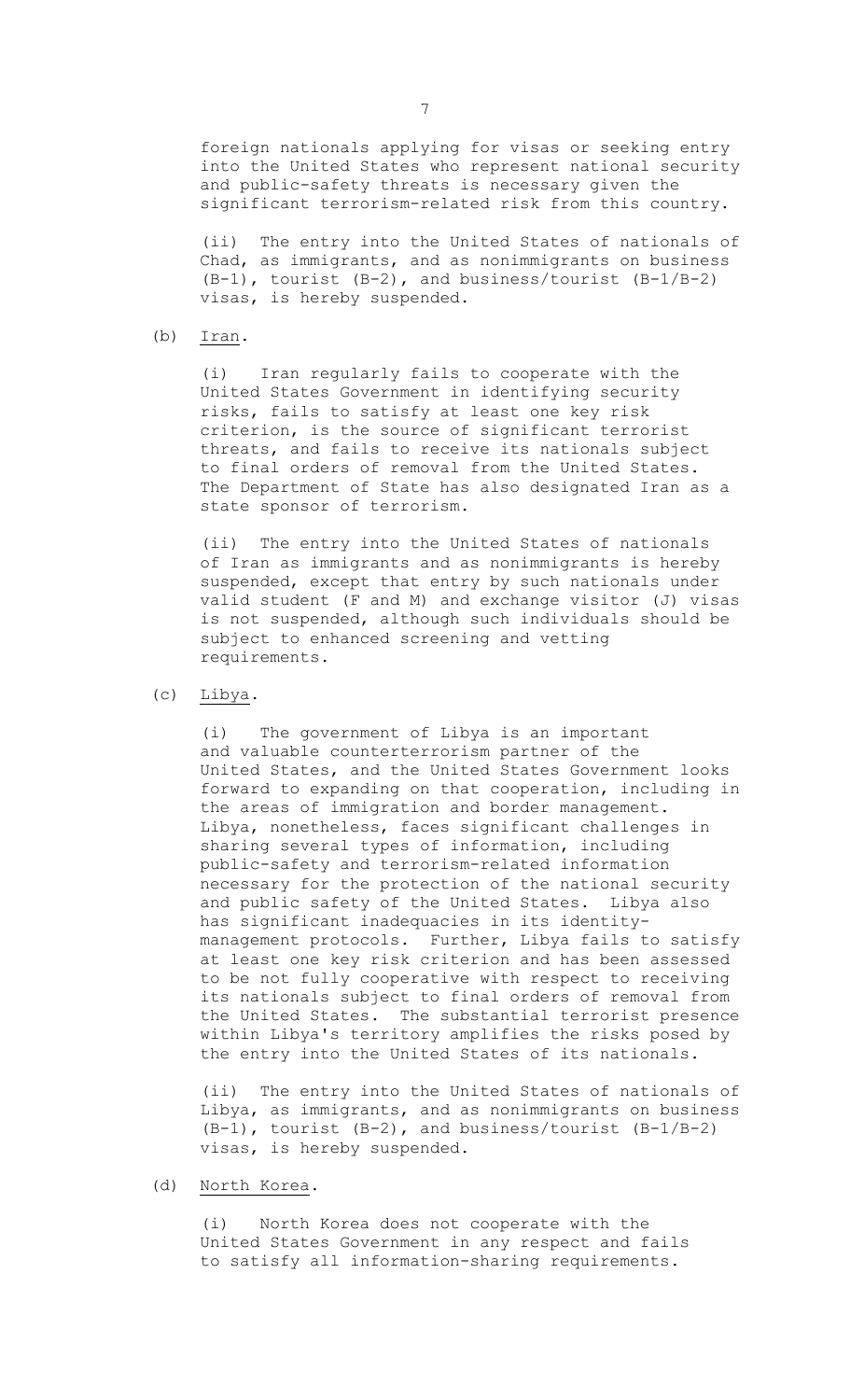foreign nationals applying for visas or seeking entry into the United States who represent national security and public-safety threats is necessary given the significant terrorism-related risk from this country.

(ii) The entry into the United States of nationals of Chad, as immigrants, and as nonimmigrants on business (B-1), tourist (B-2), and business/tourist (B-1/B-2) visas, is hereby suspended.

(b) Iran.

(i) Iran regularly fails to cooperate with the United States Government in identifying security risks, fails to satisfy at least one key risk criterion, is the source of significant terrorist threats, and fails to receive its nationals subject to final orders of removal from the United States. The Department of State has also designated Iran as a state sponsor of terrorism.

(ii) The entry into the United States of nationals of Iran as immigrants and as nonimmigrants is hereby suspended, except that entry by such nationals under valid student (F and M) and exchange visitor (J) visas is not suspended, although such individuals should be subject to enhanced screening and vetting requirements.

(c) Libya.

(i) The government of Libya is an important and valuable counterterrorism partner of the United States, and the United States Government looks forward to expanding on that cooperation, including in the areas of immigration and border management. Libya, nonetheless, faces significant challenges in sharing several types of information, including public-safety and terrorism-related information necessary for the protection of the national security and public safety of the United States. Libya also has significant inadequacies in its identity-management protocols. Further, Libya fails to satisfy at least one key risk criterion and has been assessed to be not fully cooperative with respect to receiving its nationals subject to final orders of removal from the United States. The substantial terrorist presence within Libya's territory amplifies the risks posed by the entry into the United States of its nationals.

(ii) The entry into the United States of nationals of Libya, as immigrants, and as nonimmigrants on business (B-1), tourist (B-2), and business/tourist (B-1/B-2) visas, is hereby suspended.

(d) North Korea.

(i) North Korea does not cooperate with the United States Government in any respect and fails to satisfy all information-sharing requirements.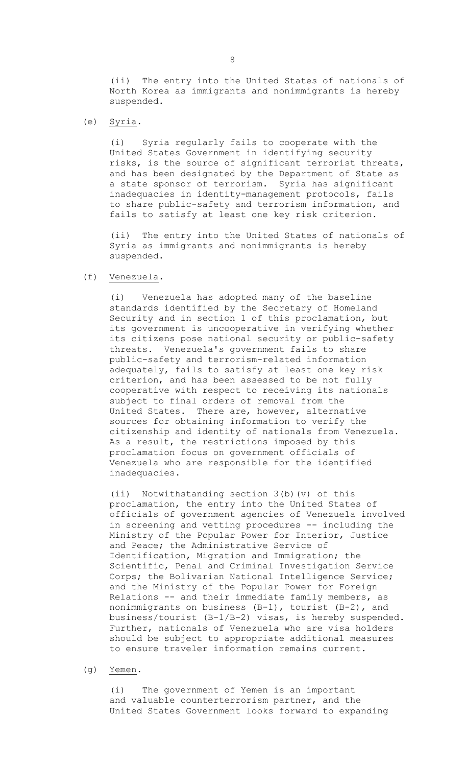(ii) The entry into the United States of nationals of North Korea as immigrants and nonimmigrants is hereby suspended.

(e) Syria.

(i) Syria regularly fails to cooperate with the United States Government in identifying security risks, is the source of significant terrorist threats, and has been designated by the Department of State as a state sponsor of terrorism. Syria has significant inadequacies in identity-management protocols, fails to share public-safety and terrorism information, and fails to satisfy at least one key risk criterion.

(ii) The entry into the United States of nationals of Syria as immigrants and nonimmigrants is hereby suspended.

(f) Venezuela.

(i) Venezuela has adopted many of the baseline standards identified by the Secretary of Homeland Security and in section 1 of this proclamation, but its government is uncooperative in verifying whether its citizens pose national security or public-safety threats. Venezuela's government fails to share public-safety and terrorism-related information adequately, fails to satisfy at least one key risk criterion, and has been assessed to be not fully cooperative with respect to receiving its nationals subject to final orders of removal from the United States. There are, however, alternative sources for obtaining information to verify the citizenship and identity of nationals from Venezuela. As a result, the restrictions imposed by this proclamation focus on government officials of Venezuela who are responsible for the identified inadequacies.

(ii) Notwithstanding section 3(b)(v) of this proclamation, the entry into the United States of officials of government agencies of Venezuela involved in screening and vetting procedures -- including the Ministry of the Popular Power for Interior, Justice and Peace; the Administrative Service of Identification, Migration and Immigration; the Scientific, Penal and Criminal Investigation Service Corps; the Bolivarian National Intelligence Service; and the Ministry of the Popular Power for Foreign Relations -- and their immediate family members, as nonimmigrants on business (B-1), tourist (B-2), and business/tourist (B-1/B-2) visas, is hereby suspended. Further, nationals of Venezuela who are visa holders should be subject to appropriate additional measures to ensure traveler information remains current.

(g) Yemen.

(i) The government of Yemen is an important and valuable counterterrorism partner, and the United States Government looks forward to expanding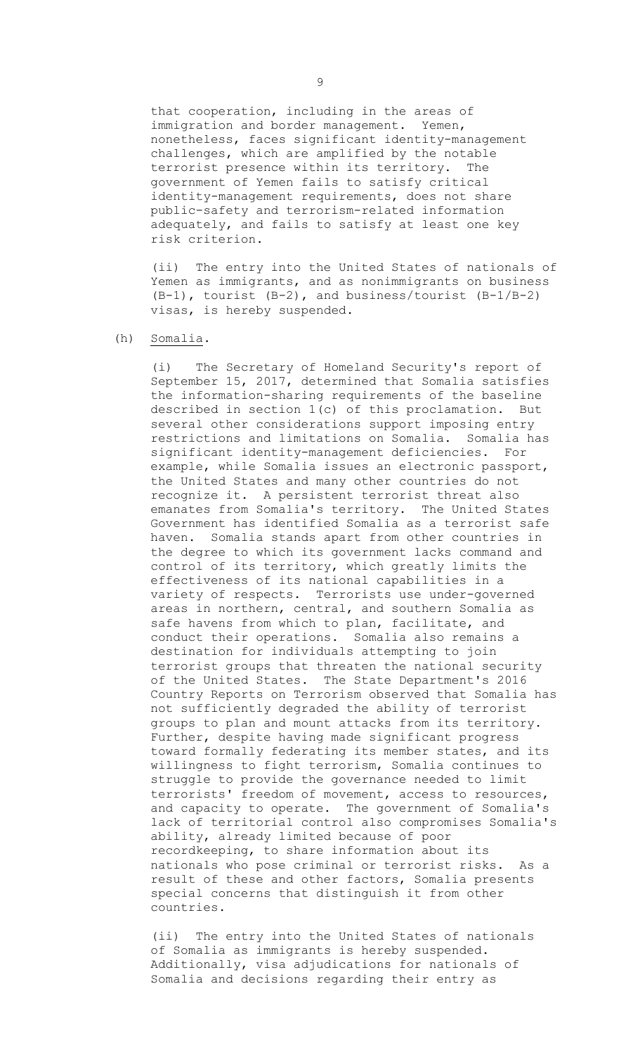that cooperation, including in the areas of immigration and border management. Yemen, nonetheless, faces significant identity-management challenges, which are amplified by the notable terrorist presence within its territory. The government of Yemen fails to satisfy critical identity-management requirements, does not share public-safety and terrorism-related information adequately, and fails to satisfy at least one key risk criterion.

(ii) The entry into the United States of nationals of Yemen as immigrants, and as nonimmigrants on business (B-1), tourist (B-2), and business/tourist (B-1/B-2) visas, is hereby suspended.

(h) Somalia.

(i) The Secretary of Homeland Security's report of September 15, 2017, determined that Somalia satisfies the information-sharing requirements of the baseline described in section 1(c) of this proclamation. But several other considerations support imposing entry restrictions and limitations on Somalia. Somalia has significant identity-management deficiencies. For example, while Somalia issues an electronic passport, the United States and many other countries do not recognize it. A persistent terrorist threat also emanates from Somalia's territory. The United States Government has identified Somalia as a terrorist safe haven. Somalia stands apart from other countries in the degree to which its government lacks command and control of its territory, which greatly limits the effectiveness of its national capabilities in a variety of respects. Terrorists use under-governed areas in northern, central, and southern Somalia as safe havens from which to plan, facilitate, and conduct their operations. Somalia also remains a destination for individuals attempting to join terrorist groups that threaten the national security of the United States. The State Department's 2016 Country Reports on Terrorism observed that Somalia has not sufficiently degraded the ability of terrorist groups to plan and mount attacks from its territory. Further, despite having made significant progress toward formally federating its member states, and its willingness to fight terrorism, Somalia continues to struggle to provide the governance needed to limit terrorists' freedom of movement, access to resources, and capacity to operate. The government of Somalia's lack of territorial control also compromises Somalia's ability, already limited because of poor recordkeeping, to share information about its nationals who pose criminal or terrorist risks. As a result of these and other factors, Somalia presents special concerns that distinguish it from other countries.

(ii) The entry into the United States of nationals of Somalia as immigrants is hereby suspended. Additionally, visa adjudications for nationals of Somalia and decisions regarding their entry as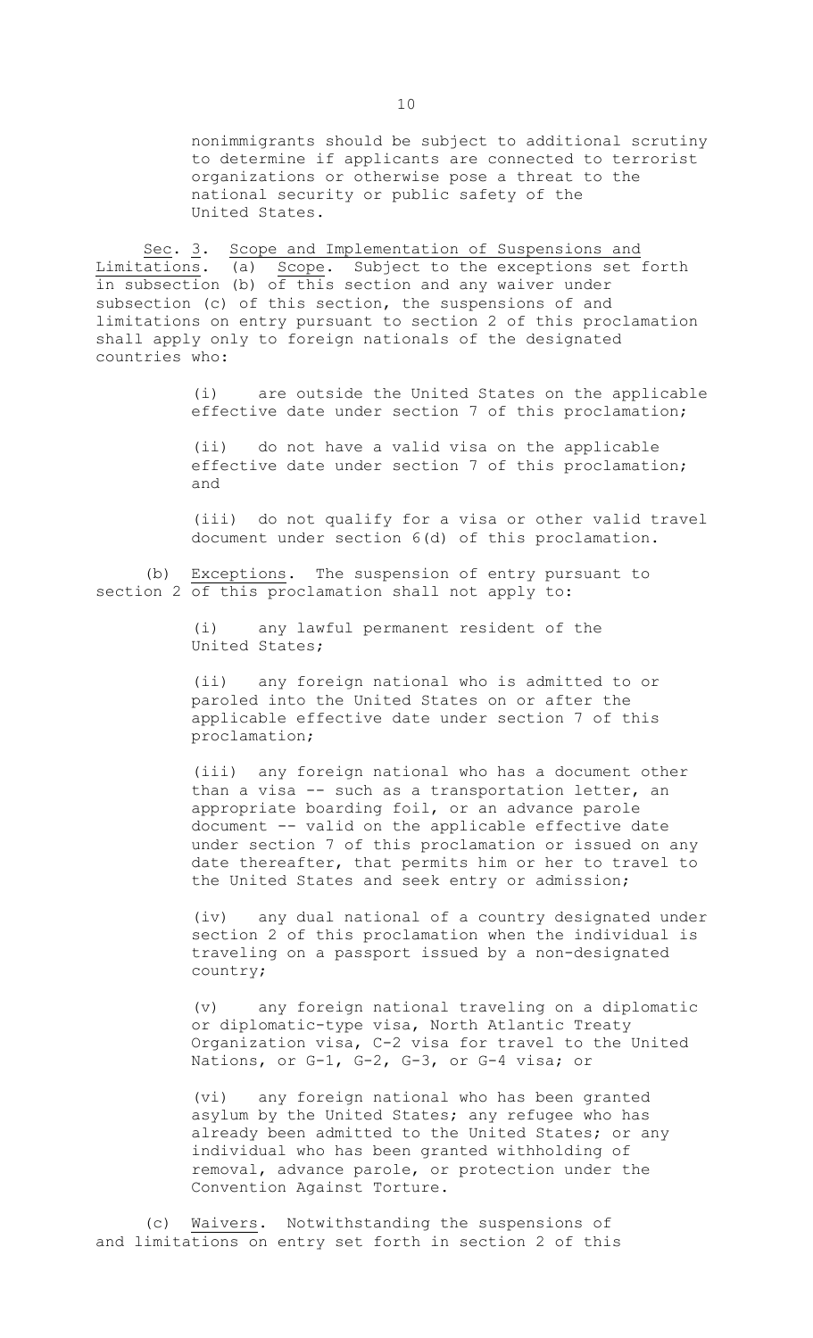nonimmigrants should be subject to additional scrutiny to determine if applicants are connected to terrorist organizations or otherwise pose a threat to the national security or public safety of the United States.

Sec. 3. Scope and Implementation of Suspensions and Limitations. (a) Scope. Subject to the exceptions set forth in subsection (b) of this section and any waiver under subsection (c) of this section, the suspensions of and limitations on entry pursuant to section 2 of this proclamation shall apply only to foreign nationals of the designated countries who:

(i) are outside the United States on the applicable effective date under section 7 of this proclamation;

(ii) do not have a valid visa on the applicable effective date under section 7 of this proclamation; and

(iii) do not qualify for a visa or other valid travel document under section 6(d) of this proclamation.

(b) Exceptions. The suspension of entry pursuant to section 2 of this proclamation shall not apply to:

(i) any lawful permanent resident of the United States;

(ii) any foreign national who is admitted to or paroled into the United States on or after the applicable effective date under section 7 of this proclamation;

(iii) any foreign national who has a document other than a visa -- such as a transportation letter, an appropriate boarding foil, or an advance parole document -- valid on the applicable effective date under section 7 of this proclamation or issued on any date thereafter, that permits him or her to travel to the United States and seek entry or admission;

(iv) any dual national of a country designated under section 2 of this proclamation when the individual is traveling on a passport issued by a non-designated country;

(v) any foreign national traveling on a diplomatic or diplomatic-type visa, North Atlantic Treaty Organization visa, C-2 visa for travel to the United Nations, or G-1, G-2, G-3, or G-4 visa; or

(vi) any foreign national who has been granted asylum by the United States; any refugee who has already been admitted to the United States; or any individual who has been granted withholding of removal, advance parole, or protection under the Convention Against Torture.

(c) Waivers. Notwithstanding the suspensions of and limitations on entry set forth in section 2 of this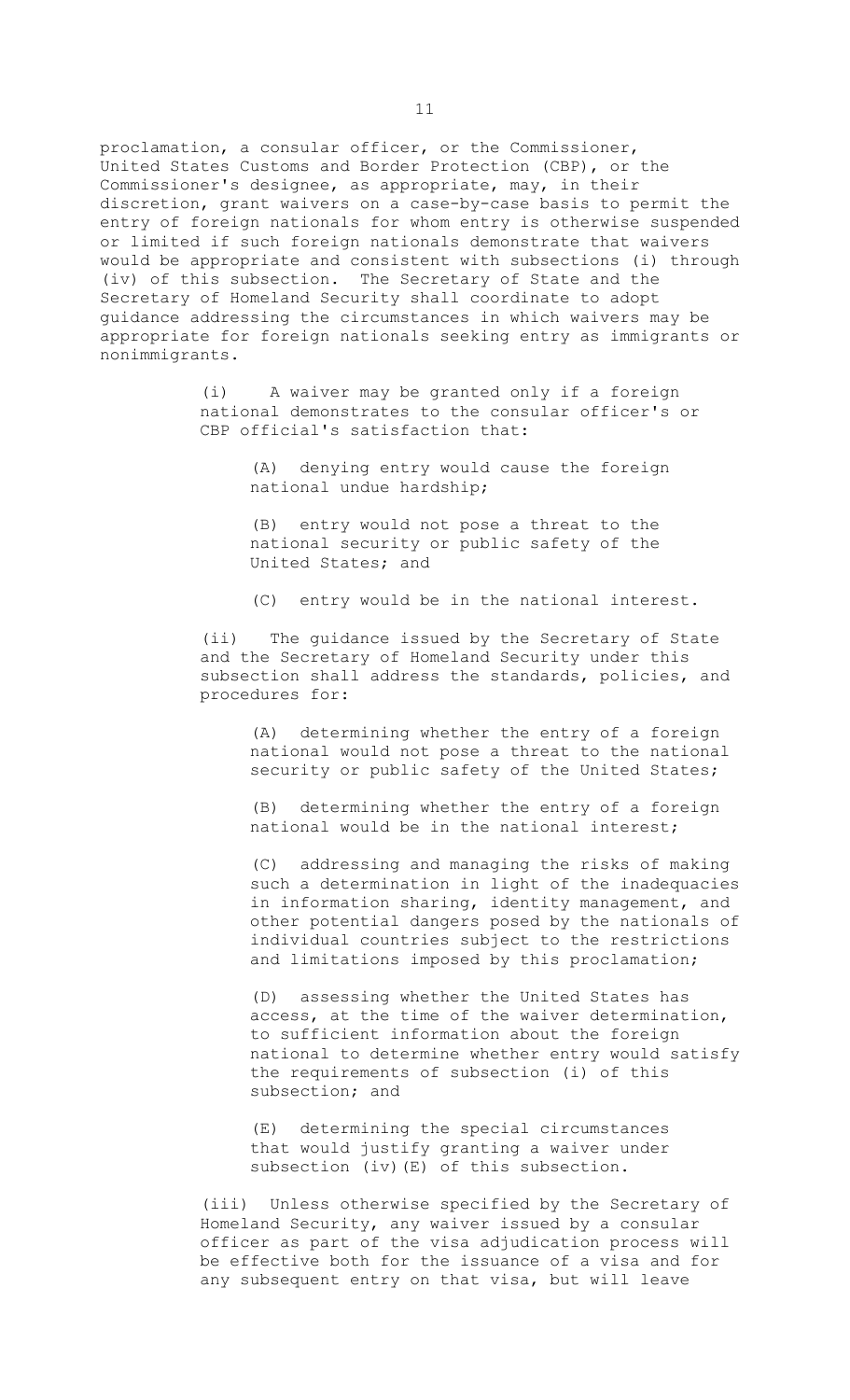proclamation, a consular officer, or the Commissioner, United States Customs and Border Protection (CBP), or the Commissioner's designee, as appropriate, may, in their discretion, grant waivers on a case-by-case basis to permit the entry of foreign nationals for whom entry is otherwise suspended or limited if such foreign nationals demonstrate that waivers would be appropriate and consistent with subsections (i) through (iv) of this subsection. The Secretary of State and the Secretary of Homeland Security shall coordinate to adopt guidance addressing the circumstances in which waivers may be appropriate for foreign nationals seeking entry as immigrants or nonimmigrants.

(i) A waiver may be granted only if a foreign national demonstrates to the consular officer's or CBP official's satisfaction that:

(A) denying entry would cause the foreign national undue hardship;

(B) entry would not pose a threat to the national security or public safety of the United States; and

(C) entry would be in the national interest.

(ii) The guidance issued by the Secretary of State and the Secretary of Homeland Security under this subsection shall address the standards, policies, and procedures for:

(A) determining whether the entry of a foreign national would not pose a threat to the national security or public safety of the United States;

(B) determining whether the entry of a foreign national would be in the national interest;

(C) addressing and managing the risks of making such a determination in light of the inadequacies in information sharing, identity management, and other potential dangers posed by the nationals of individual countries subject to the restrictions and limitations imposed by this proclamation;

(D) assessing whether the United States has access, at the time of the waiver determination, to sufficient information about the foreign national to determine whether entry would satisfy the requirements of subsection (i) of this subsection; and

(E) determining the special circumstances that would justify granting a waiver under subsection (iv)(E) of this subsection.

(iii) Unless otherwise specified by the Secretary of Homeland Security, any waiver issued by a consular officer as part of the visa adjudication process will be effective both for the issuance of a visa and for any subsequent entry on that visa, but will leave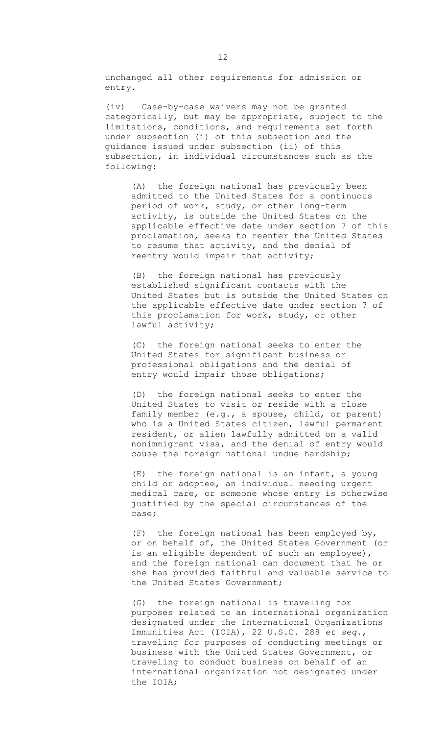unchanged all other requirements for admission or entry.

(iv) Case-by-case waivers may not be granted categorically, but may be appropriate, subject to the limitations, conditions, and requirements set forth under subsection (i) of this subsection and the guidance issued under subsection (ii) of this subsection, in individual circumstances such as the following:

(A) the foreign national has previously been admitted to the United States for a continuous period of work, study, or other long-term activity, is outside the United States on the applicable effective date under section 7 of this proclamation, seeks to reenter the United States to resume that activity, and the denial of reentry would impair that activity;

(B) the foreign national has previously established significant contacts with the United States but is outside the United States on the applicable effective date under section 7 of this proclamation for work, study, or other lawful activity;

(C) the foreign national seeks to enter the United States for significant business or professional obligations and the denial of entry would impair those obligations;

(D) the foreign national seeks to enter the United States to visit or reside with a close family member (e.g., a spouse, child, or parent) who is a United States citizen, lawful permanent resident, or alien lawfully admitted on a valid nonimmigrant visa, and the denial of entry would cause the foreign national undue hardship;

(E) the foreign national is an infant, a young child or adoptee, an individual needing urgent medical care, or someone whose entry is otherwise justified by the special circumstances of the case;

(F) the foreign national has been employed by, or on behalf of, the United States Government (or is an eligible dependent of such an employee), and the foreign national can document that he or she has provided faithful and valuable service to the United States Government;

(G) the foreign national is traveling for purposes related to an international organization designated under the International Organizations Immunities Act (IOIA), 22 U.S.C. 288 *et seq.*, traveling for purposes of conducting meetings or business with the United States Government, or traveling to conduct business on behalf of an international organization not designated under the IOIA;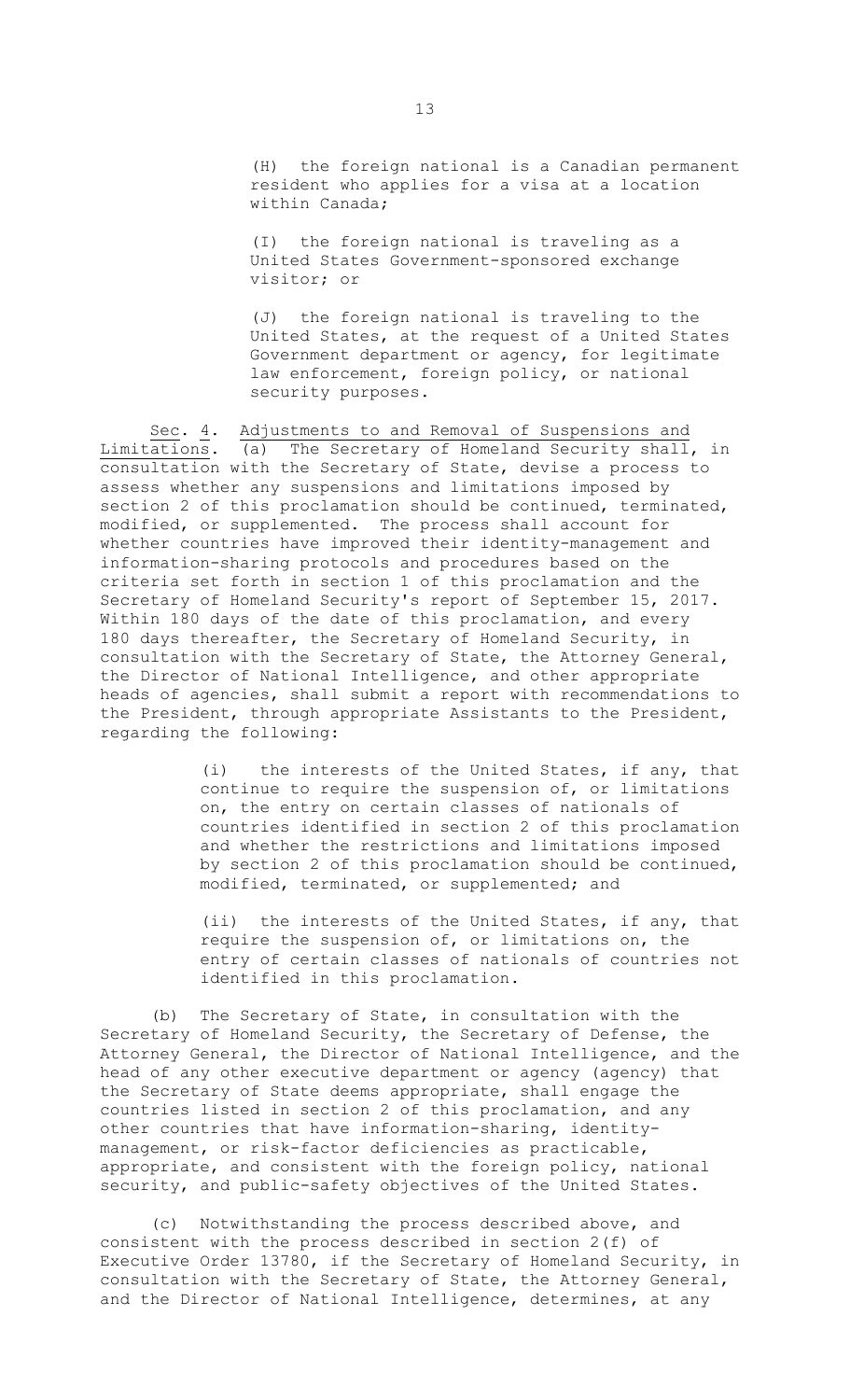(H) the foreign national is a Canadian permanent resident who applies for a visa at a location within Canada;

(I) the foreign national is traveling as a United States Government-sponsored exchange visitor; or

(J) the foreign national is traveling to the United States, at the request of a United States Government department or agency, for legitimate law enforcement, foreign policy, or national security purposes.

Sec. 4. Adjustments to and Removal of Suspensions and Limitations. (a) The Secretary of Homeland Security shall, in consultation with the Secretary of State, devise a process to assess whether any suspensions and limitations imposed by section 2 of this proclamation should be continued, terminated, modified, or supplemented. The process shall account for whether countries have improved their identity-management and information-sharing protocols and procedures based on the criteria set forth in section 1 of this proclamation and the Secretary of Homeland Security's report of September 15, 2017. Within 180 days of the date of this proclamation, and every 180 days thereafter, the Secretary of Homeland Security, in consultation with the Secretary of State, the Attorney General, the Director of National Intelligence, and other appropriate heads of agencies, shall submit a report with recommendations to the President, through appropriate Assistants to the President, regarding the following:

(i) the interests of the United States, if any, that continue to require the suspension of, or limitations on, the entry on certain classes of nationals of countries identified in section 2 of this proclamation and whether the restrictions and limitations imposed by section 2 of this proclamation should be continued, modified, terminated, or supplemented; and

(ii) the interests of the United States, if any, that require the suspension of, or limitations on, the entry of certain classes of nationals of countries not identified in this proclamation.

(b) The Secretary of State, in consultation with the Secretary of Homeland Security, the Secretary of Defense, the Attorney General, the Director of National Intelligence, and the head of any other executive department or agency (agency) that the Secretary of State deems appropriate, shall engage the countries listed in section 2 of this proclamation, and any other countries that have information-sharing, identity-management, or risk-factor deficiencies as practicable, appropriate, and consistent with the foreign policy, national security, and public-safety objectives of the United States.

(c) Notwithstanding the process described above, and consistent with the process described in section 2(f) of Executive Order 13780, if the Secretary of Homeland Security, in consultation with the Secretary of State, the Attorney General, and the Director of National Intelligence, determines, at any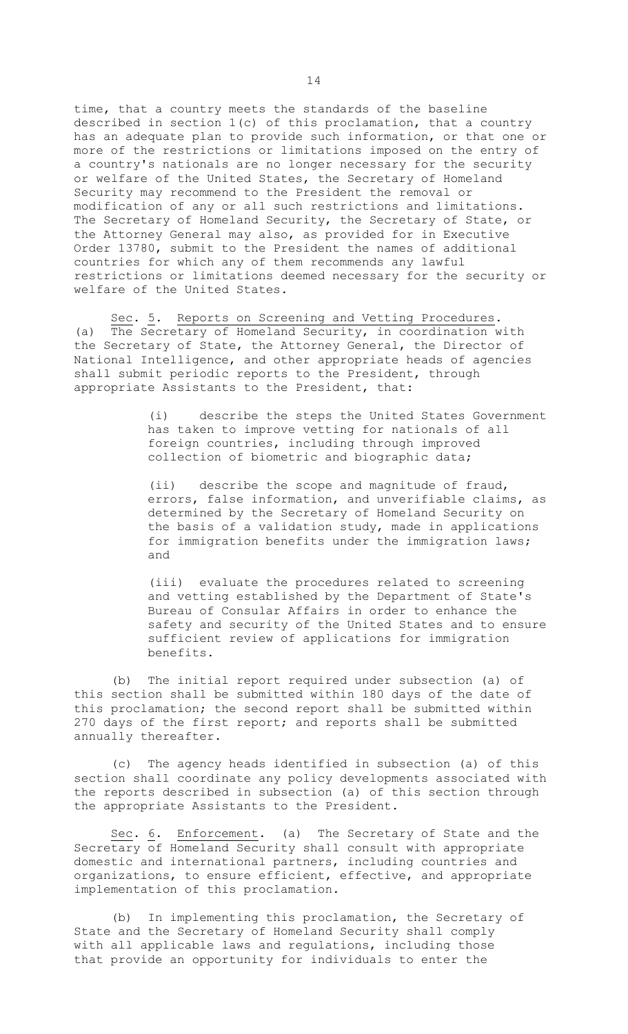time, that a country meets the standards of the baseline described in section 1(c) of this proclamation, that a country has an adequate plan to provide such information, or that one or more of the restrictions or limitations imposed on the entry of a country's nationals are no longer necessary for the security or welfare of the United States, the Secretary of Homeland Security may recommend to the President the removal or modification of any or all such restrictions and limitations. The Secretary of Homeland Security, the Secretary of State, or the Attorney General may also, as provided for in Executive Order 13780, submit to the President the names of additional countries for which any of them recommends any lawful restrictions or limitations deemed necessary for the security or welfare of the United States.

Sec. 5. Reports on Screening and Vetting Procedures. (a) The Secretary of Homeland Security, in coordination with the Secretary of State, the Attorney General, the Director of National Intelligence, and other appropriate heads of agencies shall submit periodic reports to the President, through appropriate Assistants to the President, that:

(i) describe the steps the United States Government has taken to improve vetting for nationals of all foreign countries, including through improved collection of biometric and biographic data;

(ii) describe the scope and magnitude of fraud, errors, false information, and unverifiable claims, as determined by the Secretary of Homeland Security on the basis of a validation study, made in applications for immigration benefits under the immigration laws; and

(iii) evaluate the procedures related to screening and vetting established by the Department of State's Bureau of Consular Affairs in order to enhance the safety and security of the United States and to ensure sufficient review of applications for immigration benefits.

(b) The initial report required under subsection (a) of this section shall be submitted within 180 days of the date of this proclamation; the second report shall be submitted within 270 days of the first report; and reports shall be submitted annually thereafter.

(c) The agency heads identified in subsection (a) of this section shall coordinate any policy developments associated with the reports described in subsection (a) of this section through the appropriate Assistants to the President.

Sec. 6. Enforcement. (a) The Secretary of State and the Secretary of Homeland Security shall consult with appropriate domestic and international partners, including countries and organizations, to ensure efficient, effective, and appropriate implementation of this proclamation.

(b) In implementing this proclamation, the Secretary of State and the Secretary of Homeland Security shall comply with all applicable laws and regulations, including those that provide an opportunity for individuals to enter the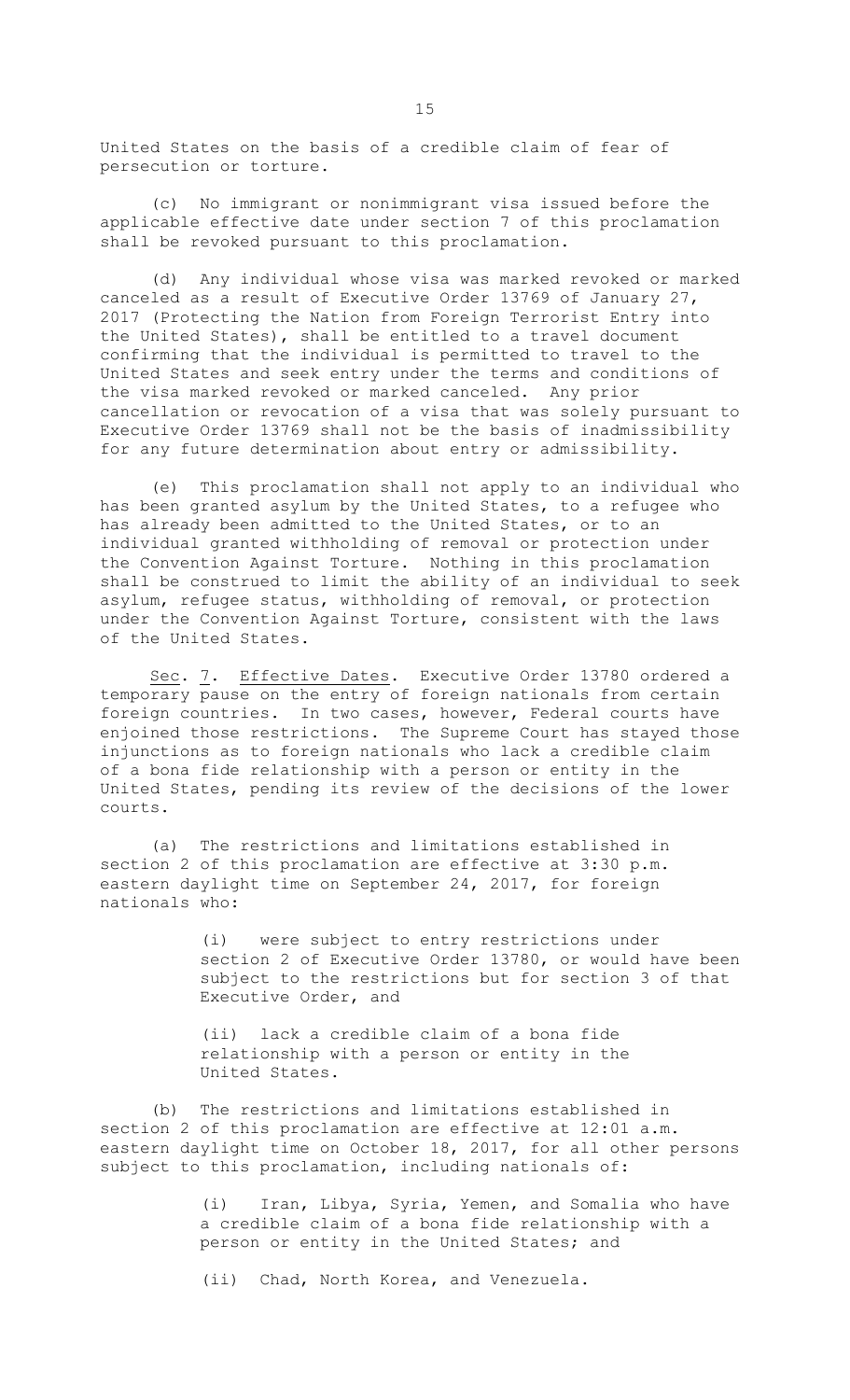United States on the basis of a credible claim of fear of persecution or torture.

(c) No immigrant or nonimmigrant visa issued before the applicable effective date under section 7 of this proclamation shall be revoked pursuant to this proclamation.

(d) Any individual whose visa was marked revoked or marked canceled as a result of Executive Order 13769 of January 27, 2017 (Protecting the Nation from Foreign Terrorist Entry into the United States), shall be entitled to a travel document confirming that the individual is permitted to travel to the United States and seek entry under the terms and conditions of the visa marked revoked or marked canceled. Any prior cancellation or revocation of a visa that was solely pursuant to Executive Order 13769 shall not be the basis of inadmissibility for any future determination about entry or admissibility.

(e) This proclamation shall not apply to an individual who has been granted asylum by the United States, to a refugee who has already been admitted to the United States, or to an individual granted withholding of removal or protection under the Convention Against Torture. Nothing in this proclamation shall be construed to limit the ability of an individual to seek asylum, refugee status, withholding of removal, or protection under the Convention Against Torture, consistent with the laws of the United States.

Sec. 7. Effective Dates. Executive Order 13780 ordered a temporary pause on the entry of foreign nationals from certain foreign countries. In two cases, however, Federal courts have enjoined those restrictions. The Supreme Court has stayed those injunctions as to foreign nationals who lack a credible claim of a bona fide relationship with a person or entity in the United States, pending its review of the decisions of the lower courts.

(a) The restrictions and limitations established in section 2 of this proclamation are effective at 3:30 p.m. eastern daylight time on September 24, 2017, for foreign nationals who:

(i) were subject to entry restrictions under section 2 of Executive Order 13780, or would have been subject to the restrictions but for section 3 of that Executive Order, and

(ii) lack a credible claim of a bona fide relationship with a person or entity in the United States.

(b) The restrictions and limitations established in section 2 of this proclamation are effective at 12:01 a.m. eastern daylight time on October 18, 2017, for all other persons subject to this proclamation, including nationals of:

(i) Iran, Libya, Syria, Yemen, and Somalia who have a credible claim of a bona fide relationship with a person or entity in the United States; and

(ii) Chad, North Korea, and Venezuela.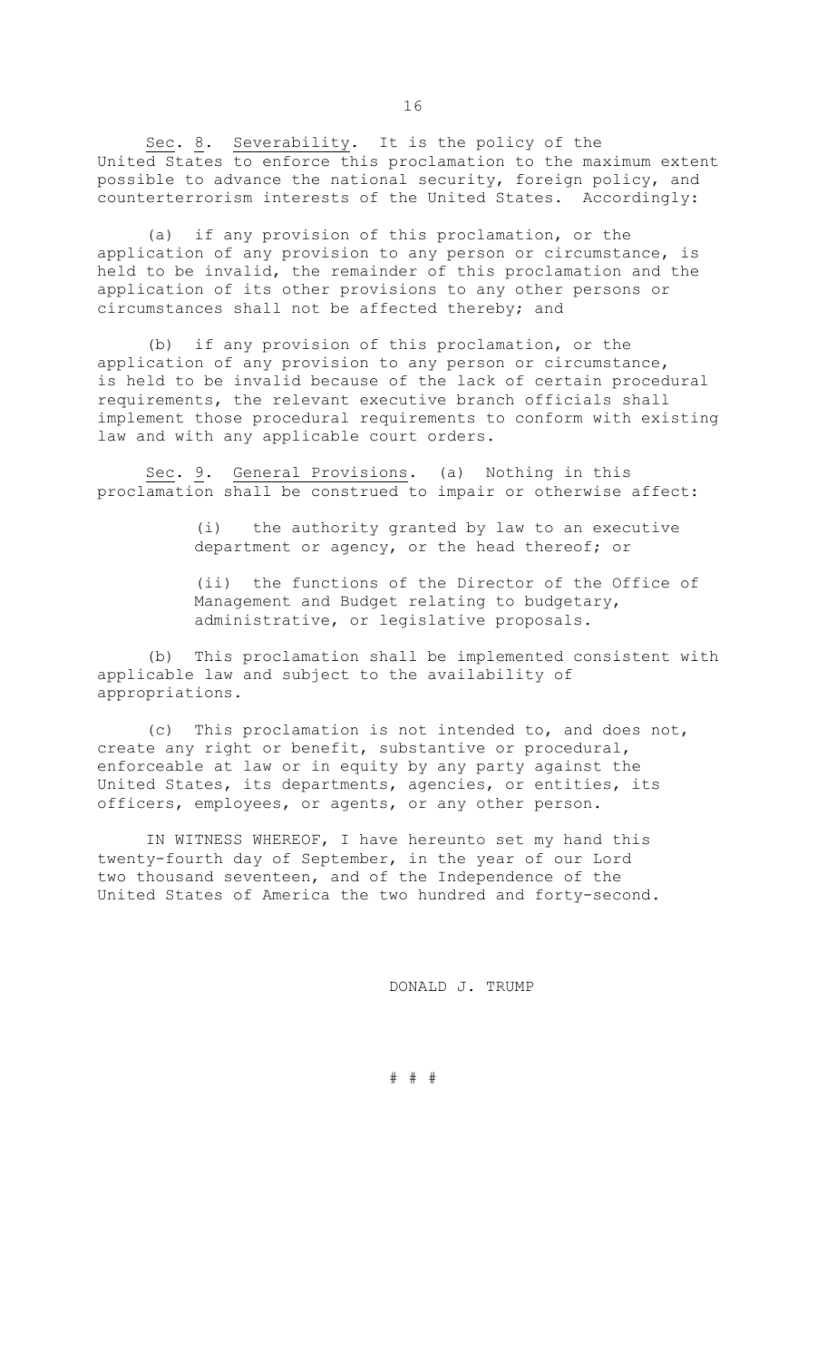<u>Sec</u>. <u>8</u>. <u>Severability</u>. It is the policy of the United States to enforce this proclamation to the maximum extent possible to advance the national security, foreign policy, and counterterrorism interests of the United States. Accordingly:

(a) if any provision of this proclamation, or the application of any provision to any person or circumstance, is held to be invalid, the remainder of this proclamation and the application of its other provisions to any other persons or circumstances shall not be affected thereby; and

(b) if any provision of this proclamation, or the application of any provision to any person or circumstance, is held to be invalid because of the lack of certain procedural requirements, the relevant executive branch officials shall implement those procedural requirements to conform with existing law and with any applicable court orders.

<u>Sec</u>. <u>9</u>. <u>General Provisions</u>. (a) Nothing in this proclamation shall be construed to impair or otherwise affect:

(i) the authority granted by law to an executive department or agency, or the head thereof; or

(ii) the functions of the Director of the Office of Management and Budget relating to budgetary, administrative, or legislative proposals.

(b) This proclamation shall be implemented consistent with applicable law and subject to the availability of appropriations.

(c) This proclamation is not intended to, and does not, create any right or benefit, substantive or procedural, enforceable at law or in equity by any party against the United States, its departments, agencies, or entities, its officers, employees, or agents, or any other person.

IN WITNESS WHEREOF, I have hereunto set my hand this twenty-fourth day of September, in the year of our Lord two thousand seventeen, and of the Independence of the United States of America the two hundred and forty-second.

DONALD J. TRUMP

# # #